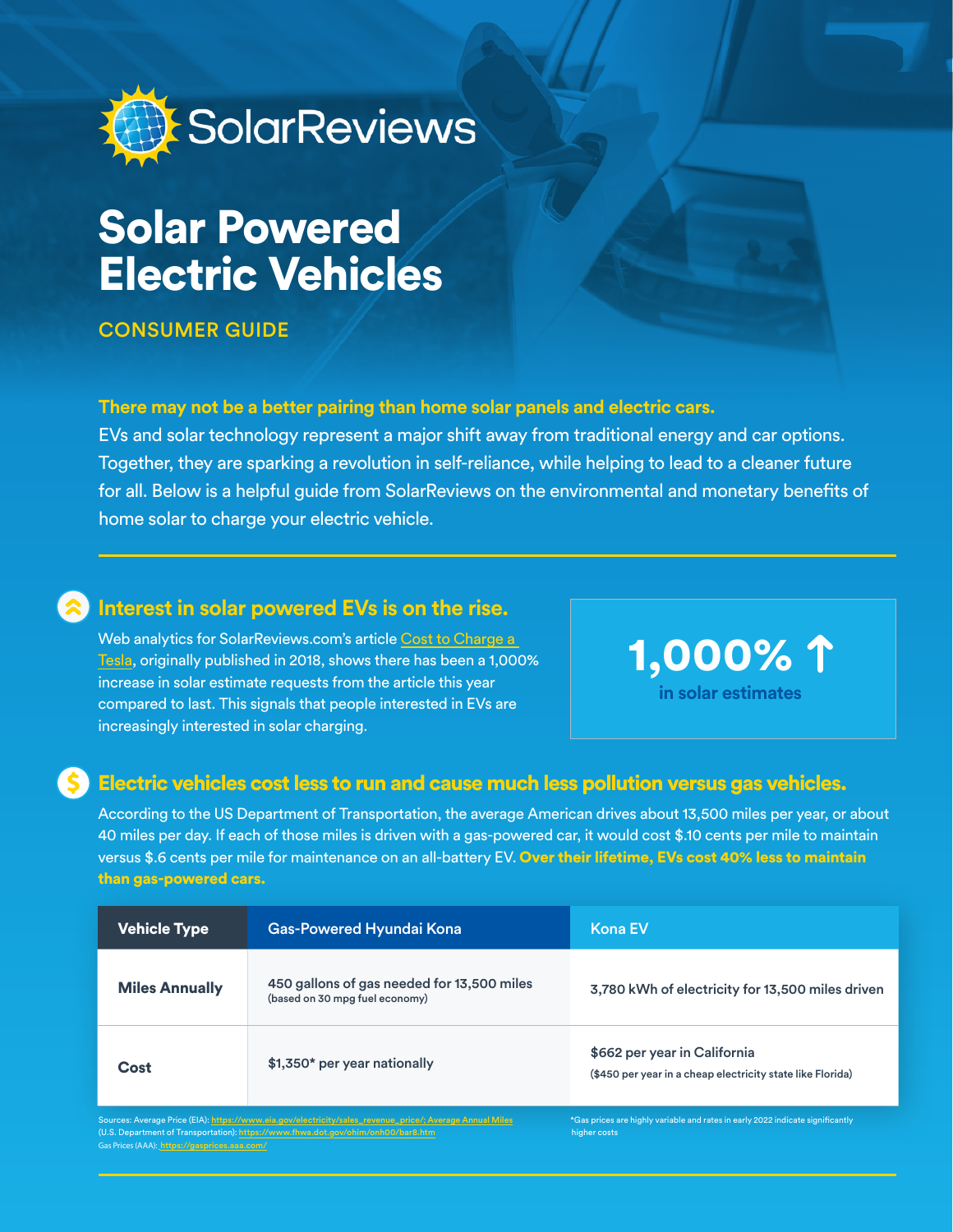SolarReviews

# Solar Powered Electric Vehicles

CONSUMER GUIDE

**There may not be a better pairing than home solar panels and electric cars.**
EVs and solar technology represent a major shift away from traditional energy and car options. Together, they are sparking a revolution in self-reliance, while helping to lead to a cleaner future for all. Below is a helpful guide from SolarReviews on the environmental and monetary benefits of home solar to charge your electric vehicle.

## Interest in solar powered EVs is on the rise.

Web analytics for SolarReviews.com's article Cost to Charge a Tesla, originally published in 2018, shows there has been a 1,000% increase in solar estimate requests from the article this year compared to last. This signals that people interested in EVs are increasingly interested in solar charging.

**1,000% ↑**
in solar estimates

## Electric vehicles cost less to run and cause much less pollution versus gas vehicles.

According to the US Department of Transportation, the average American drives about 13,500 miles per year, or about 40 miles per day. If each of those miles is driven with a gas-powered car, it would cost $.10 cents per mile to maintain versus $.6 cents per mile for maintenance on an all-battery EV. **Over their lifetime, EVs cost 40% less to maintain than gas-powered cars.**

| Vehicle Type | Gas-Powered Hyundai Kona | Kona EV |
|---|---|---|
| **Miles Annually** | 450 gallons of gas needed for 13,500 miles (based on 30 mpg fuel economy) | 3,780 kWh of electricity for 13,500 miles driven |
| **Cost** | $1,350* per year nationally | $662 per year in California ($450 per year in a cheap electricity state like Florida) |

Sources: Average Price (EIA): https://www.eia.gov/electricity/sales_revenue_price/; Average Annual Miles (U.S. Department of Transportation): https://www.fhwa.dot.gov/ohim/onh00/bar8.htm
Gas Prices (AAA): https://gasprices.aaa.com/

*Gas prices are highly variable and rates in early 2022 indicate significantly higher costs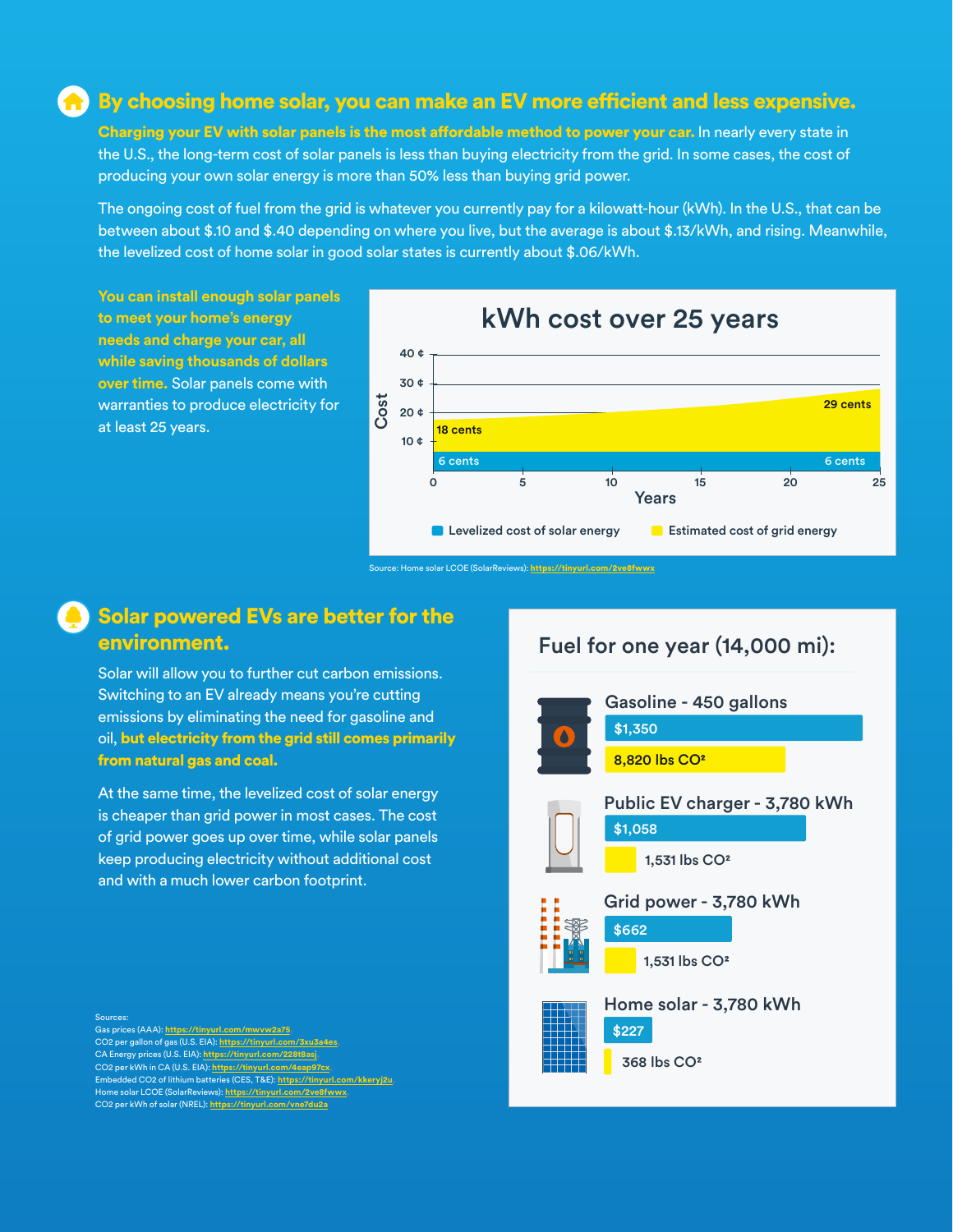## By choosing home solar, you can make an EV more efficient and less expensive.

**Charging your EV with solar panels is the most affordable method to power your car.** In nearly every state in the U.S., the long-term cost of solar panels is less than buying electricity from the grid. In some cases, the cost of producing your own solar energy is more than 50% less than buying grid power.

The ongoing cost of fuel from the grid is whatever you currently pay for a kilowatt-hour (kWh). In the U.S., that can be between about $.10 and $.40 depending on where you live, but the average is about $.13/kWh, and rising. Meanwhile, the levelized cost of home solar in good solar states is currently about $.06/kWh.

**You can install enough solar panels to meet your home's energy needs and charge your car, all while saving thousands of dollars over time.** Solar panels come with warranties to produce electricity for at least 25 years.

### kWh cost over 25 years

| Years | Levelized cost of solar energy | Estimated cost of grid energy |
|---|---|---|
| 0 | 6 cents | 18 cents |
| 25 | 6 cents | 29 cents |

Source: Home solar LCOE (SolarReviews): https://tinyurl.com/2ve8fwwx

## Solar powered EVs are better for the environment.

Solar will allow you to further cut carbon emissions. Switching to an EV already means you're cutting emissions by eliminating the need for gasoline and oil, **but electricity from the grid still comes primarily from natural gas and coal.**

At the same time, the levelized cost of solar energy is cheaper than grid power in most cases. The cost of grid power goes up over time, while solar panels keep producing electricity without additional cost and with a much lower carbon footprint.

### Fuel for one year (14,000 mi):

| Fuel | Cost | Emissions |
|---|---|---|
| Gasoline - 450 gallons | $1,350 | 8,820 lbs CO² |
| Public EV charger - 3,780 kWh | $1,058 | 1,531 lbs CO² |
| Grid power - 3,780 kWh | $662 | 1,531 lbs CO² |
| Home solar - 3,780 kWh | $227 | 368 lbs CO² |

Sources:
Gas prices (AAA): https://tinyurl.com/mwvw2a75
CO2 per gallon of gas (U.S. EIA): https://tinyurl.com/3xu3a4es
CA Energy prices (U.S. EIA): https://tinyurl.com/228t8asj
CO2 per kWh in CA (U.S. EIA): https://tinyurl.com/4eap97cx
Embedded CO2 of lithium batteries (CES, T&E): https://tinyurl.com/kkeryj2u
Home solar LCOE (SolarReviews): https://tinyurl.com/2ve8fwwx
CO2 per kWh of solar (NREL): https://tinyurl.com/vne7du2a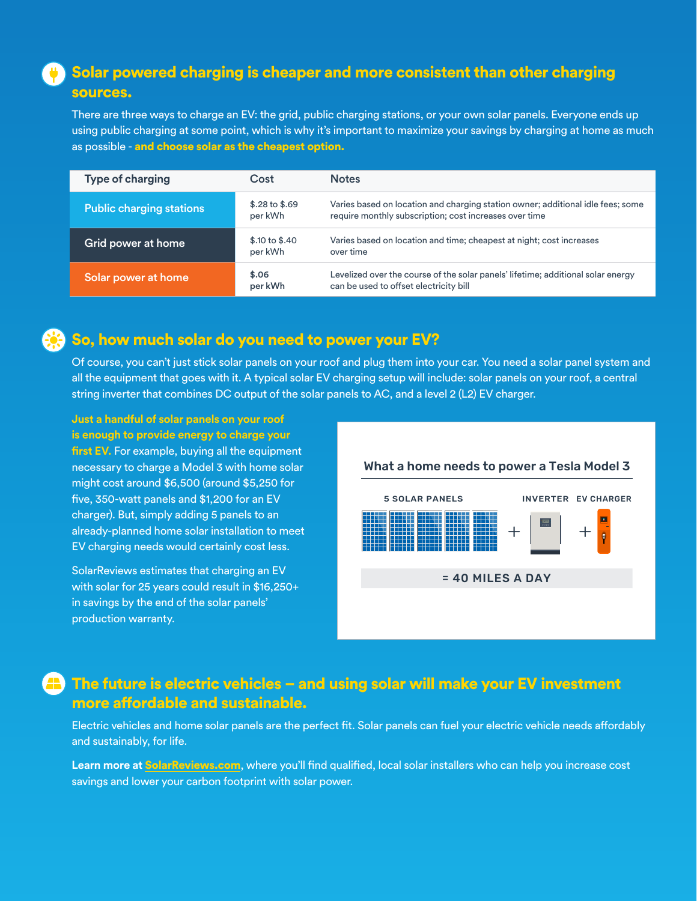## Solar powered charging is cheaper and more consistent than other charging sources.

There are three ways to charge an EV: the grid, public charging stations, or your own solar panels. Everyone ends up using public charging at some point, which is why it's important to maximize your savings by charging at home as much as possible - **and choose solar as the cheapest option.**

| Type of charging | Cost | Notes |
|---|---|---|
| Public charging stations | $.28 to $.69 per kWh | Varies based on location and charging station owner; additional idle fees; some require monthly subscription; cost increases over time |
| Grid power at home | $.10 to $.40 per kWh | Varies based on location and time; cheapest at night; cost increases over time |
| Solar power at home | **$.06 per kWh** | Levelized over the course of the solar panels' lifetime; additional solar energy can be used to offset electricity bill |

## So, how much solar do you need to power your EV?

Of course, you can't just stick solar panels on your roof and plug them into your car. You need a solar panel system and all the equipment that goes with it. A typical solar EV charging setup will include: solar panels on your roof, a central string inverter that combines DC output of the solar panels to AC, and a level 2 (L2) EV charger.

**Just a handful of solar panels on your roof is enough to provide energy to charge your first EV.** For example, buying all the equipment necessary to charge a Model 3 with home solar might cost around $6,500 (around $5,250 for five, 350-watt panels and $1,200 for an EV charger). But, simply adding 5 panels to an already-planned home solar installation to meet EV charging needs would certainly cost less.

SolarReviews estimates that charging an EV with solar for 25 years could result in $16,250+ in savings by the end of the solar panels' production warranty.

What a home needs to power a Tesla Model 3

5 SOLAR PANELS + INVERTER + EV CHARGER

= 40 MILES A DAY

## The future is electric vehicles – and using solar will make your EV investment more affordable and sustainable.

Electric vehicles and home solar panels are the perfect fit. Solar panels can fuel your electric vehicle needs affordably and sustainably, for life.

**Learn more at SolarReviews.com**, where you'll find qualified, local solar installers who can help you increase cost savings and lower your carbon footprint with solar power.